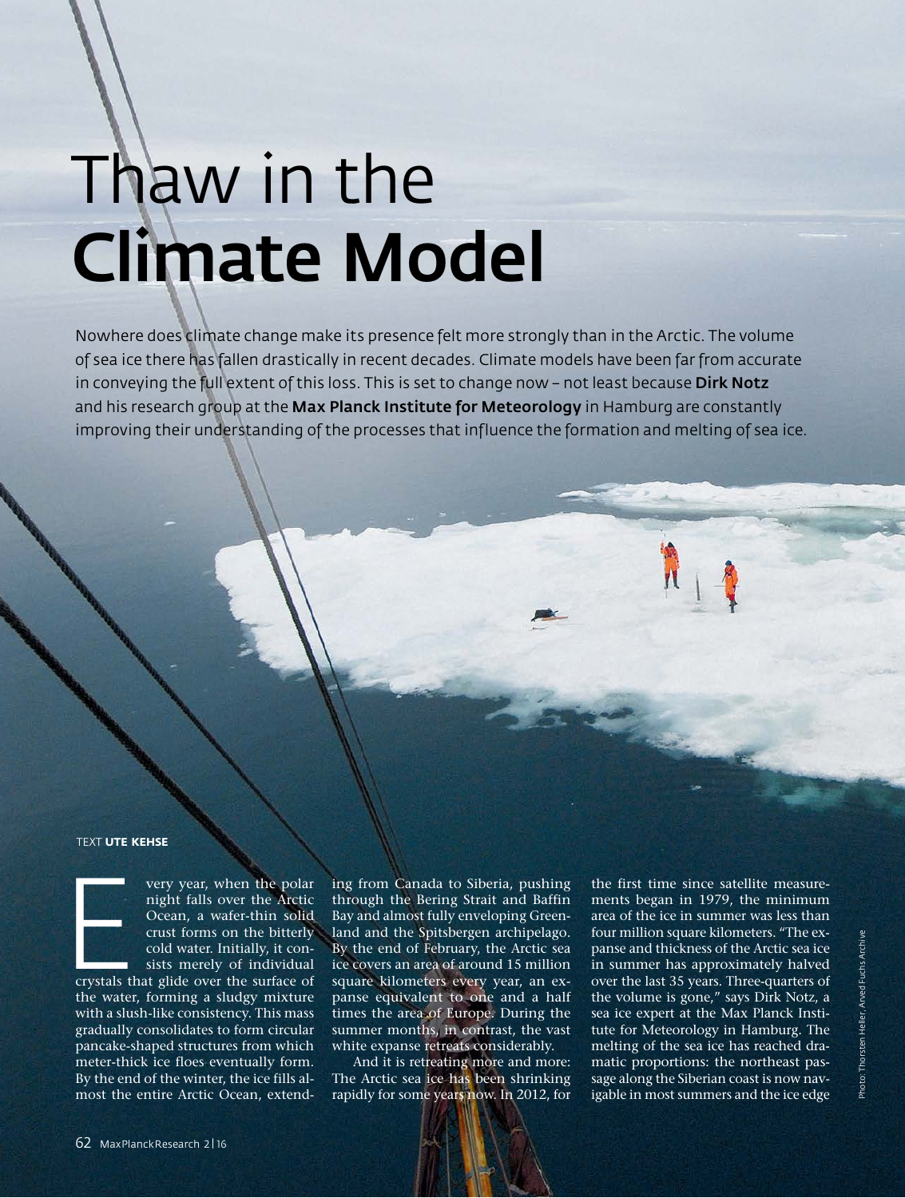# Thaw in the **Climate Model**

Nowhere does climate change make its presence felt more strongly than in the Arctic. The volume of sea ice there has fallen drastically in recent decades. Climate models have been far from accurate in conveying the full extent of this loss. This is set to change now – not least because **Dirk Notz** and his research group at the **Max Planck Institute for Meteorology** in Hamburg are constantly improving their understanding of the processes that influence the formation and melting of sea ice.

TEXT **UTE KEHSE**

Every year, when the polar night falls over the Arctic Ocean, a wafer-thin solid crust forms on the bitterly cold water. Initially, it consists merely of individual crystals that glide over the surface of the water, forming a sludgy mixture with a slush-like consistency. This mass gradually consolidates to form circular pancake-shaped structures from which meter-thick ice floes eventually form. By the end of the winter, the ice fills almost the entire Arctic Ocean, extending from Canada to Siberia, pushing through the Bering Strait and Baffin Bay and almost fully enveloping Greenland and the Spitsbergen archipelago. By the end of February, the Arctic sea ice covers an area of around 15 million square kilometers every year, an expanse equivalent to one and a half times the area of Europe. During the summer months, in contrast, the vast white expanse retreats considerably.

And it is retreating more and more: The Arctic sea ice has been shrinking rapidly for some years now. In 2012, for the first time since satellite measurements began in 1979, the minimum area of the ice in summer was less than four million square kilometers. "The expanse and thickness of the Arctic sea ice in summer has approximately halved over the last 35 years. Three-quarters of the volume is gone," says Dirk Notz, a sea ice expert at the Max Planck Institute for Meteorology in Hamburg. The melting of the sea ice has reached dramatic proportions: the northeast passage along the Siberian coast is now navigable in most summers and the ice edge

Photo: Thorsten Heller, Arved Fuchs Archive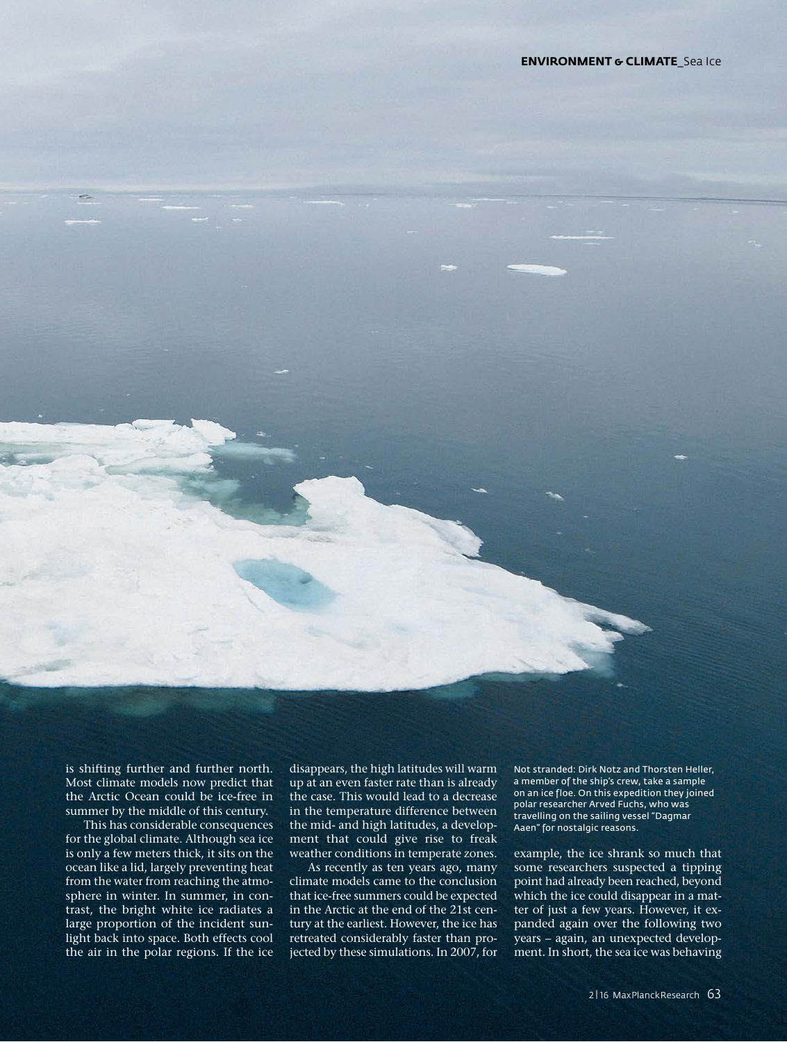is shifting further and further north. Most climate models now predict that the Arctic Ocean could be ice-free in summer by the middle of this century.

This has considerable consequences for the global climate. Although sea ice is only a few meters thick, it sits on the ocean like a lid, largely preventing heat from the water from reaching the atmosphere in winter. In summer, in contrast, the bright white ice radiates a large proportion of the incident sunlight back into space. Both effects cool the air in the polar regions. If the ice disappears, the high latitudes will warm up at an even faster rate than is already the case. This would lead to a decrease in the temperature difference between the mid- and high latitudes, a development that could give rise to freak weather conditions in temperate zones.

As recently as ten years ago, many climate models came to the conclusion that ice-free summers could be expected in the Arctic at the end of the 21st century at the earliest. However, the ice has retreated considerably faster than projected by these simulations. In 2007, for example, the ice shrank so much that some researchers suspected a tipping point had already been reached, beyond which the ice could disappear in a matter of just a few years. However, it expanded again over the following two years – again, an unexpected development. In short, the sea ice was behaving

Not stranded: Dirk Notz and Thorsten Heller, a member of the ship's crew, take a sample on an ice floe. On this expedition they joined polar researcher Arved Fuchs, who was travelling on the sailing vessel "Dagmar Aaen" for nostalgic reasons.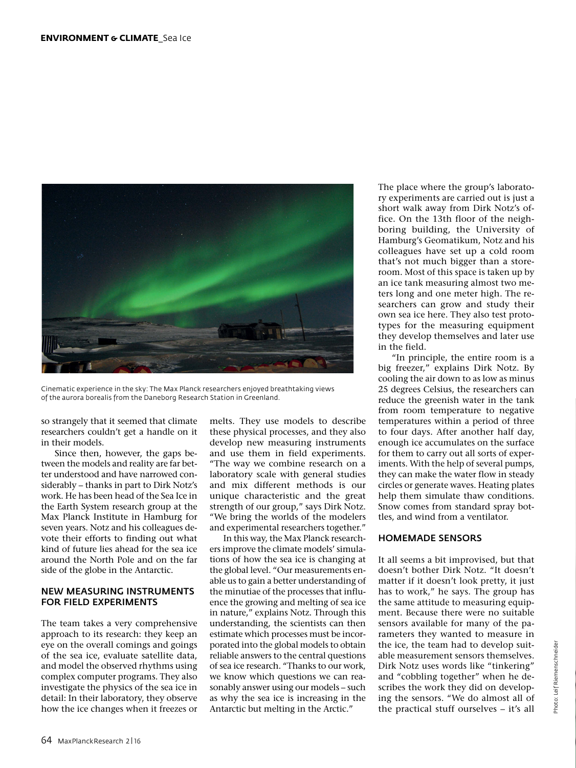Cinematic experience in the sky: The Max Planck researchers enjoyed breathtaking views of the aurora borealis from the Daneborg Research Station in Greenland.

so strangely that it seemed that climate researchers couldn't get a handle on it in their models.

Since then, however, the gaps between the models and reality are far better understood and have narrowed considerably – thanks in part to Dirk Notz's work. He has been head of the Sea Ice in the Earth System research group at the Max Planck Institute in Hamburg for seven years. Notz and his colleagues devote their efforts to finding out what kind of future lies ahead for the sea ice around the North Pole and on the far side of the globe in the Antarctic.

## NEW MEASURING INSTRUMENTS FOR FIELD EXPERIMENTS

The team takes a very comprehensive approach to its research: they keep an eye on the overall comings and goings of the sea ice, evaluate satellite data, and model the observed rhythms using complex computer programs. They also investigate the physics of the sea ice in detail: In their laboratory, they observe how the ice changes when it freezes or melts. They use models to describe these physical processes, and they also develop new measuring instruments and use them in field experiments. "The way we combine research on a laboratory scale with general studies and mix different methods is our unique characteristic and the great strength of our group," says Dirk Notz. "We bring the worlds of the modelers and experimental researchers together."

In this way, the Max Planck researchers improve the climate models' simulations of how the sea ice is changing at the global level. "Our measurements enable us to gain a better understanding of the minutiae of the processes that influence the growing and melting of sea ice in nature," explains Notz. Through this understanding, the scientists can then estimate which processes must be incorporated into the global models to obtain reliable answers to the central questions of sea ice research. "Thanks to our work, we know which questions we can reasonably answer using our models – such as why the sea ice is increasing in the Antarctic but melting in the Arctic."

The place where the group's laboratory experiments are carried out is just a short walk away from Dirk Notz's office. On the 13th floor of the neighboring building, the University of Hamburg's Geomatikum, Notz and his colleagues have set up a cold room that's not much bigger than a storeroom. Most of this space is taken up by an ice tank measuring almost two meters long and one meter high. The researchers can grow and study their own sea ice here. They also test prototypes for the measuring equipment they develop themselves and later use in the field.

"In principle, the entire room is a big freezer," explains Dirk Notz. By cooling the air down to as low as minus 25 degrees Celsius, the researchers can reduce the greenish water in the tank from room temperature to negative temperatures within a period of three to four days. After another half day, enough ice accumulates on the surface for them to carry out all sorts of experiments. With the help of several pumps, they can make the water flow in steady circles or generate waves. Heating plates help them simulate thaw conditions. Snow comes from standard spray bottles, and wind from a ventilator.

## HOMEMADE SENSORS

It all seems a bit improvised, but that doesn't bother Dirk Notz. "It doesn't matter if it doesn't look pretty, it just has to work," he says. The group has the same attitude to measuring equipment. Because there were no suitable sensors available for many of the parameters they wanted to measure in the ice, the team had to develop suitable measurement sensors themselves. Dirk Notz uses words like "tinkering" and "cobbling together" when he describes the work they did on developing the sensors. "We do almost all of the practical stuff ourselves – it's all

Photo: Leif Riemenschneider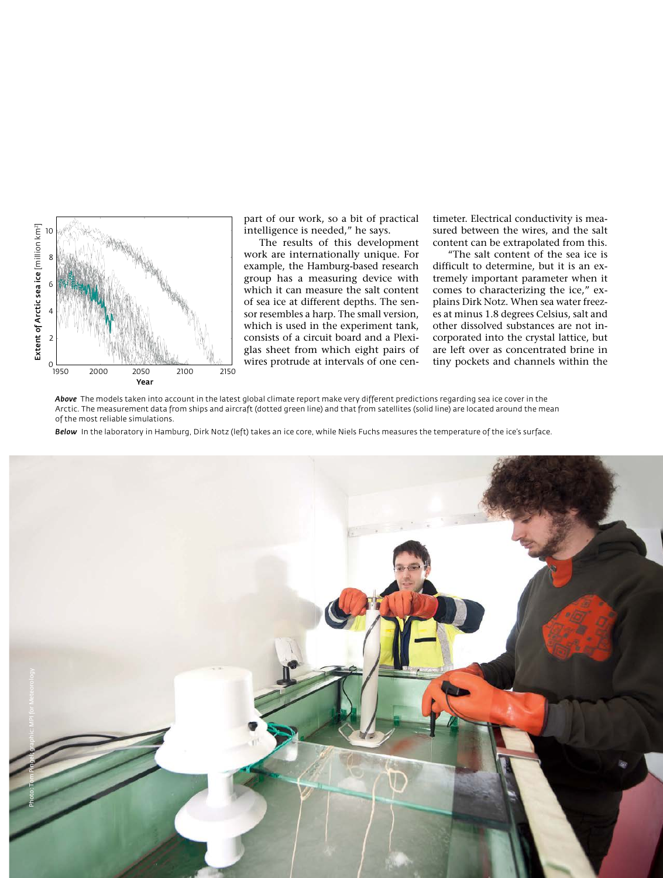part of our work, so a bit of practical intelligence is needed," he says.

The results of this development work are internationally unique. For example, the Hamburg-based research group has a measuring device with which it can measure the salt content of sea ice at different depths. The sensor resembles a harp. The small version, which is used in the experiment tank, consists of a circuit board and a Plexiglas sheet from which eight pairs of wires protrude at intervals of one centimeter. Electrical conductivity is measured between the wires, and the salt content can be extrapolated from this.

"The salt content of the sea ice is difficult to determine, but it is an extremely important parameter when it comes to characterizing the ice," explains Dirk Notz. When sea water freezes at minus 1.8 degrees Celsius, salt and other dissolved substances are not incorporated into the crystal lattice, but are left over as concentrated brine in tiny pockets and channels within the

***Above*** The models taken into account in the latest global climate report make very different predictions regarding sea ice cover in the Arctic. The measurement data from ships and aircraft (dotted green line) and that from satellites (solid line) are located around the mean of the most reliable simulations.

***Below*** In the laboratory in Hamburg, Dirk Notz (left) takes an ice core, while Niels Fuchs measures the temperature of the ice's surface.

Photo: Tom Pingel; graphic: MPI for Meteorology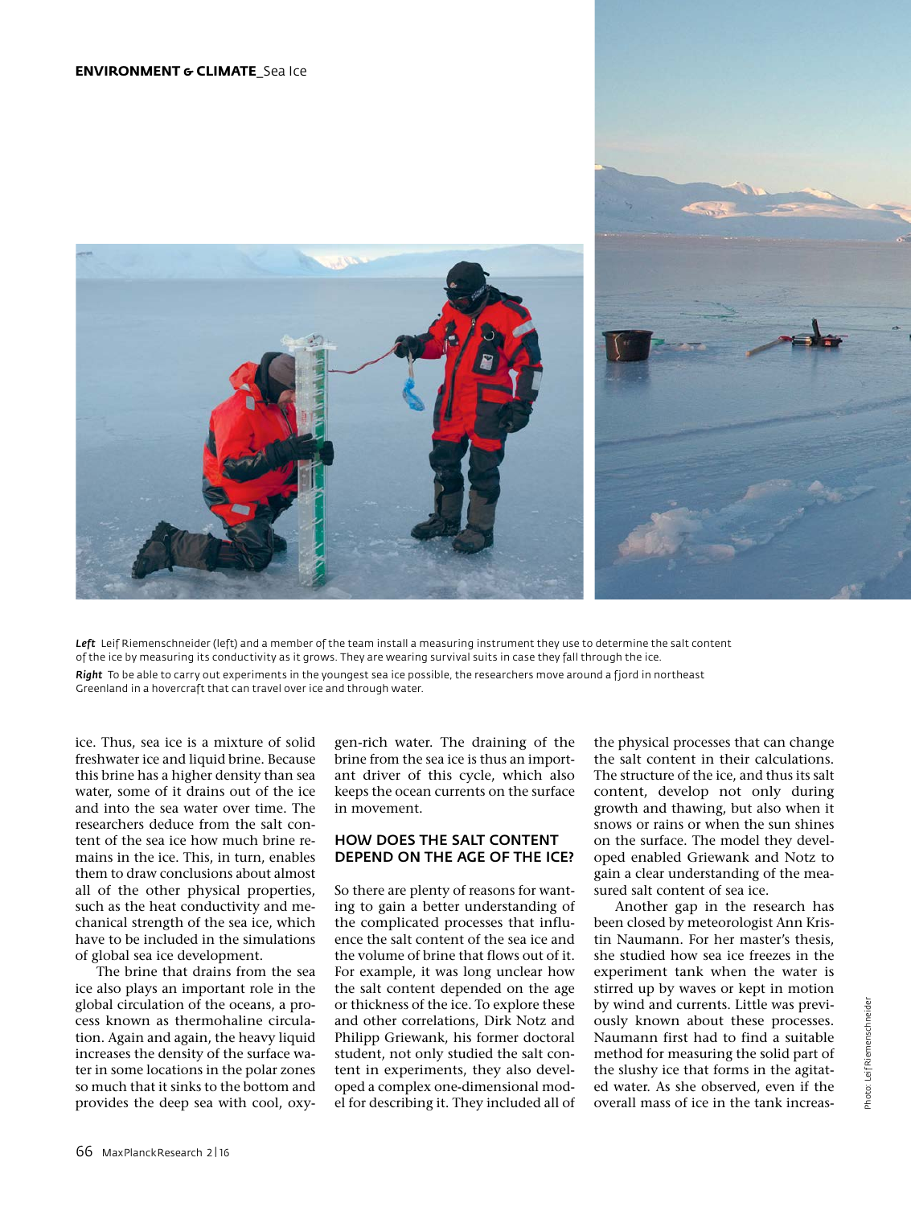*Left* Leif Riemenschneider (left) and a member of the team install a measuring instrument they use to determine the salt content of the ice by measuring its conductivity as it grows. They are wearing survival suits in case they fall through the ice.

*Right* To be able to carry out experiments in the youngest sea ice possible, the researchers move around a fjord in northeast Greenland in a hovercraft that can travel over ice and through water.

ice. Thus, sea ice is a mixture of solid freshwater ice and liquid brine. Because this brine has a higher density than sea water, some of it drains out of the ice and into the sea water over time. The researchers deduce from the salt content of the sea ice how much brine remains in the ice. This, in turn, enables them to draw conclusions about almost all of the other physical properties, such as the heat conductivity and mechanical strength of the sea ice, which have to be included in the simulations of global sea ice development.

The brine that drains from the sea ice also plays an important role in the global circulation of the oceans, a process known as thermohaline circulation. Again and again, the heavy liquid increases the density of the surface water in some locations in the polar zones so much that it sinks to the bottom and provides the deep sea with cool, oxygen-rich water. The draining of the brine from the sea ice is thus an important driver of this cycle, which also keeps the ocean currents on the surface in movement.

## HOW DOES THE SALT CONTENT DEPEND ON THE AGE OF THE ICE?

So there are plenty of reasons for wanting to gain a better understanding of the complicated processes that influence the salt content of the sea ice and the volume of brine that flows out of it. For example, it was long unclear how the salt content depended on the age or thickness of the ice. To explore these and other correlations, Dirk Notz and Philipp Griewank, his former doctoral student, not only studied the salt content in experiments, they also developed a complex one-dimensional model for describing it. They included all of the physical processes that can change the salt content in their calculations. The structure of the ice, and thus its salt content, develop not only during growth and thawing, but also when it snows or rains or when the sun shines on the surface. The model they developed enabled Griewank and Notz to gain a clear understanding of the measured salt content of sea ice.

Another gap in the research has been closed by meteorologist Ann Kristin Naumann. For her master's thesis, she studied how sea ice freezes in the experiment tank when the water is stirred up by waves or kept in motion by wind and currents. Little was previously known about these processes. Naumann first had to find a suitable method for measuring the solid part of the slushy ice that forms in the agitated water. As she observed, even if the overall mass of ice in the tank increas-

Photo: Leif Riemenschneider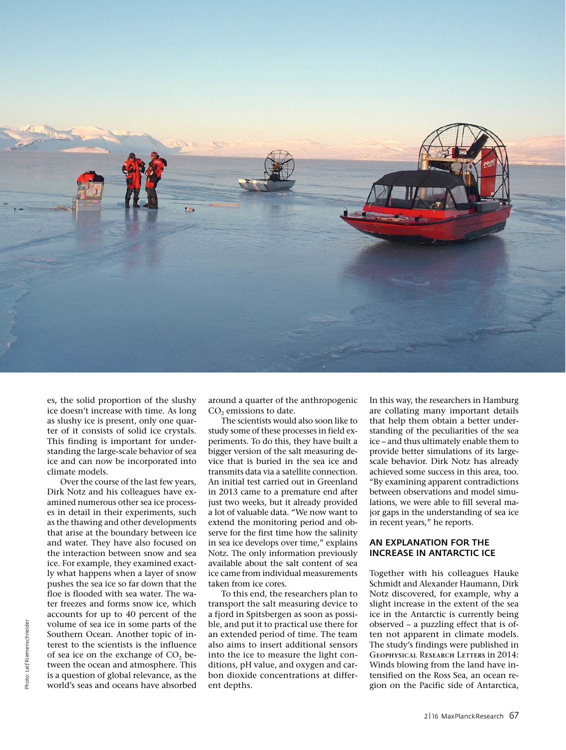es, the solid proportion of the slushy ice doesn't increase with time. As long as slushy ice is present, only one quarter of it consists of solid ice crystals. This finding is important for understanding the large-scale behavior of sea ice and can now be incorporated into climate models.

Over the course of the last few years, Dirk Notz and his colleagues have examined numerous other sea ice processes in detail in their experiments, such as the thawing and other developments that arise at the boundary between ice and water. They have also focused on the interaction between snow and sea ice. For example, they examined exactly what happens when a layer of snow pushes the sea ice so far down that the floe is flooded with sea water. The water freezes and forms snow ice, which accounts for up to 40 percent of the volume of sea ice in some parts of the Southern Ocean. Another topic of interest to the scientists is the influence of sea ice on the exchange of $CO_2$ between the ocean and atmosphere. This is a question of global relevance, as the world's seas and oceans have absorbed around a quarter of the anthropogenic $CO_2$ emissions to date.

The scientists would also soon like to study some of these processes in field experiments. To do this, they have built a bigger version of the salt measuring device that is buried in the sea ice and transmits data via a satellite connection. An initial test carried out in Greenland in 2013 came to a premature end after just two weeks, but it already provided a lot of valuable data. "We now want to extend the monitoring period and observe for the first time how the salinity in sea ice develops over time," explains Notz. The only information previously available about the salt content of sea ice came from individual measurements taken from ice cores.

To this end, the researchers plan to transport the salt measuring device to a fjord in Spitsbergen as soon as possible, and put it to practical use there for an extended period of time. The team also aims to insert additional sensors into the ice to measure the light conditions, pH value, and oxygen and carbon dioxide concentrations at different depths.

In this way, the researchers in Hamburg are collating many important details that help them obtain a better understanding of the peculiarities of the sea ice – and thus ultimately enable them to provide better simulations of its large-scale behavior. Dirk Notz has already achieved some success in this area, too. "By examining apparent contradictions between observations and model simulations, we were able to fill several major gaps in the understanding of sea ice in recent years," he reports.

## AN EXPLANATION FOR THE INCREASE IN ANTARCTIC ICE

Together with his colleagues Hauke Schmidt and Alexander Haumann, Dirk Notz discovered, for example, why a slight increase in the extent of the sea ice in the Antarctic is currently being observed – a puzzling effect that is often not apparent in climate models. The study's findings were published in GEOPHYSICAL RESEARCH LETTERS in 2014: Winds blowing from the land have intensified on the Ross Sea, an ocean region on the Pacific side of Antarctica,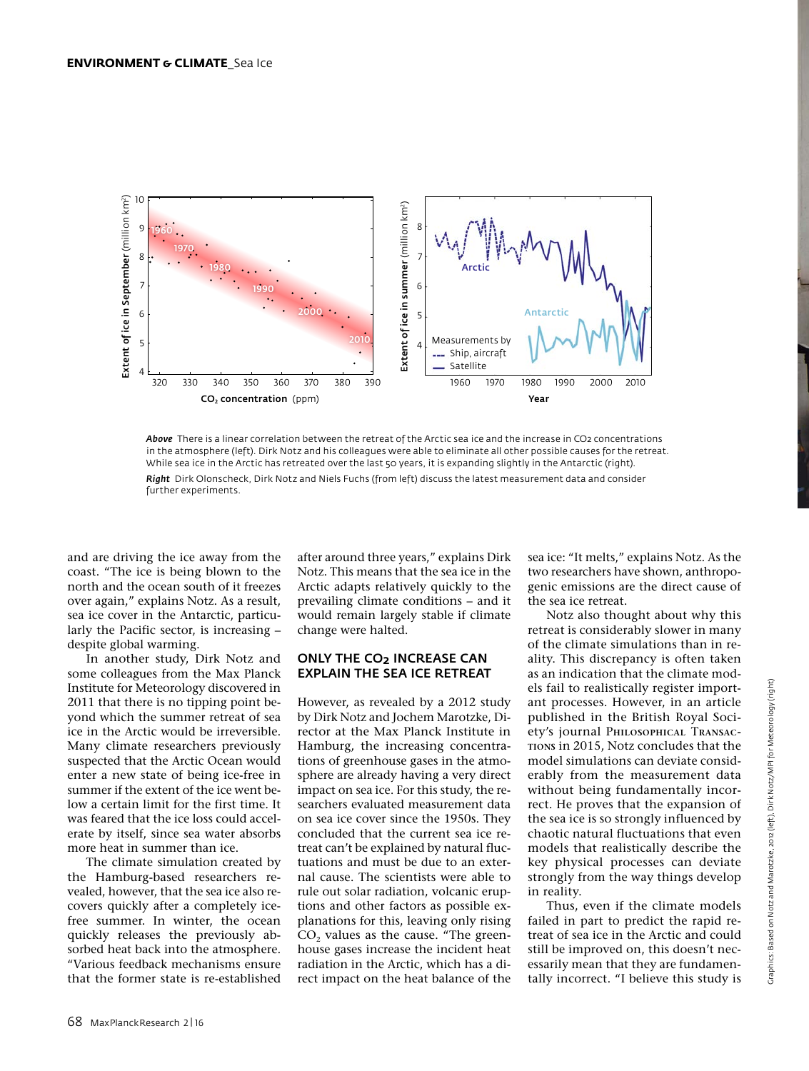**Above** There is a linear correlation between the retreat of the Arctic sea ice and the increase in $CO_2$ concentrations in the atmosphere (left). Dirk Notz and his colleagues were able to eliminate all other possible causes for the retreat. While sea ice in the Arctic has retreated over the last 50 years, it is expanding slightly in the Antarctic (right).

**Right** Dirk Olonscheck, Dirk Notz and Niels Fuchs (from left) discuss the latest measurement data and consider further experiments.

and are driving the ice away from the coast. "The ice is being blown to the north and the ocean south of it freezes over again," explains Notz. As a result, sea ice cover in the Antarctic, particularly the Pacific sector, is increasing – despite global warming.

In another study, Dirk Notz and some colleagues from the Max Planck Institute for Meteorology discovered in 2011 that there is no tipping point beyond which the summer retreat of sea ice in the Arctic would be irreversible. Many climate researchers previously suspected that the Arctic Ocean would enter a new state of being ice-free in summer if the extent of the ice went below a certain limit for the first time. It was feared that the ice loss could accelerate by itself, since sea water absorbs more heat in summer than ice.

The climate simulation created by the Hamburg-based researchers revealed, however, that the sea ice also recovers quickly after a completely ice-free summer. In winter, the ocean quickly releases the previously absorbed heat back into the atmosphere. "Various feedback mechanisms ensure that the former state is re-established after around three years," explains Dirk Notz. This means that the sea ice in the Arctic adapts relatively quickly to the prevailing climate conditions – and it would remain largely stable if climate change were halted.

## ONLY THE $CO_2$ INCREASE CAN EXPLAIN THE SEA ICE RETREAT

However, as revealed by a 2012 study by Dirk Notz and Jochem Marotzke, Director at the Max Planck Institute in Hamburg, the increasing concentrations of greenhouse gases in the atmosphere are already having a very direct impact on sea ice. For this study, the researchers evaluated measurement data on sea ice cover since the 1950s. They concluded that the current sea ice retreat can't be explained by natural fluctuations and must be due to an external cause. The scientists were able to rule out solar radiation, volcanic eruptions and other factors as possible explanations for this, leaving only rising $CO_2$ values as the cause. "The greenhouse gases increase the incident heat radiation in the Arctic, which has a direct impact on the heat balance of the sea ice: "It melts," explains Notz. As the two researchers have shown, anthropogenic emissions are the direct cause of the sea ice retreat.

Notz also thought about why this retreat is considerably slower in many of the climate simulations than in reality. This discrepancy is often taken as an indication that the climate models fail to realistically register important processes. However, in an article published in the British Royal Society's journal Philosophical Transactions in 2015, Notz concludes that the model simulations can deviate considerably from the measurement data without being fundamentally incorrect. He proves that the expansion of the sea ice is so strongly influenced by chaotic natural fluctuations that even models that realistically describe the key physical processes can deviate strongly from the way things develop in reality.

Thus, even if the climate models failed in part to predict the rapid retreat of sea ice in the Arctic and could still be improved on, this doesn't necessarily mean that they are fundamentally incorrect. "I believe this study is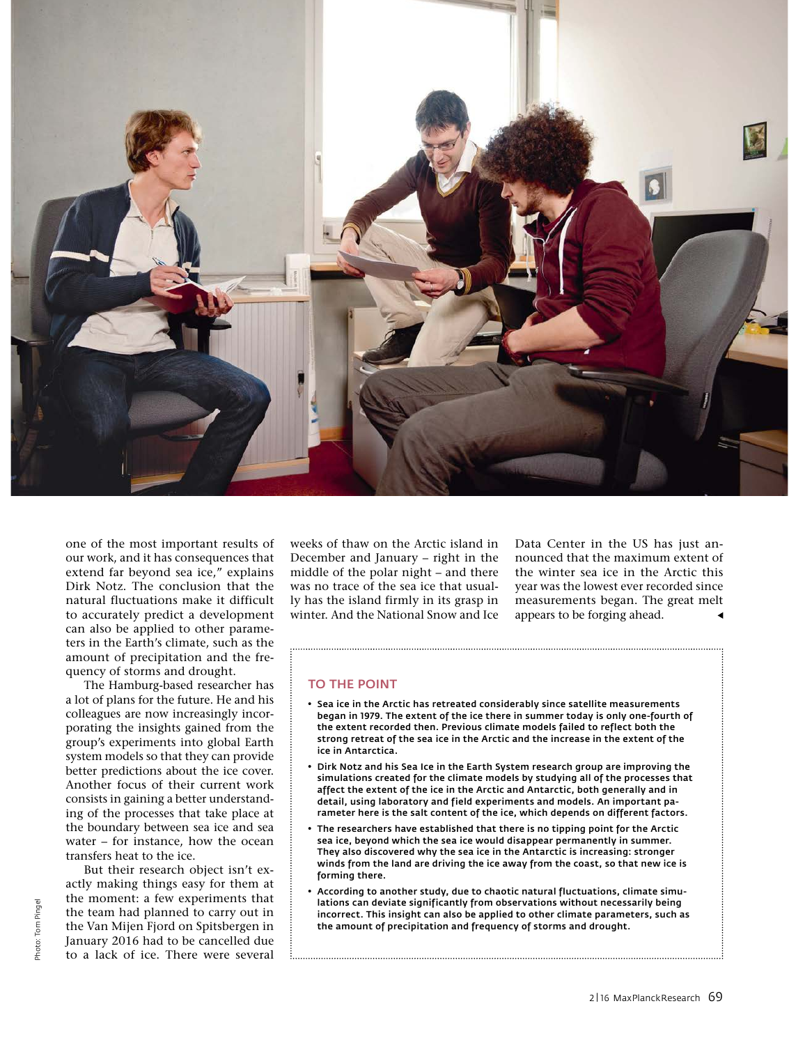one of the most important results of our work, and it has consequences that extend far beyond sea ice," explains Dirk Notz. The conclusion that the natural fluctuations make it difficult to accurately predict a development can also be applied to other parameters in the Earth's climate, such as the amount of precipitation and the frequency of storms and drought.

The Hamburg-based researcher has a lot of plans for the future. He and his colleagues are now increasingly incorporating the insights gained from the group's experiments into global Earth system models so that they can provide better predictions about the ice cover. Another focus of their current work consists in gaining a better understanding of the processes that take place at the boundary between sea ice and sea water – for instance, how the ocean transfers heat to the ice.

But their research object isn't exactly making things easy for them at the moment: a few experiments that the team had planned to carry out in the Van Mijen Fjord on Spitsbergen in January 2016 had to be cancelled due to a lack of ice. There were several weeks of thaw on the Arctic island in December and January – right in the middle of the polar night – and there was no trace of the sea ice that usually has the island firmly in its grasp in winter. And the National Snow and Ice Data Center in the US has just announced that the maximum extent of the winter sea ice in the Arctic this year was the lowest ever recorded since measurements began. The great melt appears to be forging ahead. ◂

## TO THE POINT

- **Sea ice in the Arctic has retreated considerably since satellite measurements began in 1979. The extent of the ice there in summer today is only one-fourth of the extent recorded then. Previous climate models failed to reflect both the strong retreat of the sea ice in the Arctic and the increase in the extent of the ice in Antarctica.**
- **Dirk Notz and his Sea Ice in the Earth System research group are improving the simulations created for the climate models by studying all of the processes that affect the extent of the ice in the Arctic and Antarctic, both generally and in detail, using laboratory and field experiments and models. An important parameter here is the salt content of the ice, which depends on different factors.**
- **The researchers have established that there is no tipping point for the Arctic sea ice, beyond which the sea ice would disappear permanently in summer. They also discovered why the sea ice in the Antarctic is increasing: stronger winds from the land are driving the ice away from the coast, so that new ice is forming there.**
- **According to another study, due to chaotic natural fluctuations, climate simulations can deviate significantly from observations without necessarily being incorrect. This insight can also be applied to other climate parameters, such as the amount of precipitation and frequency of storms and drought.**

Photo: Tom Pingel